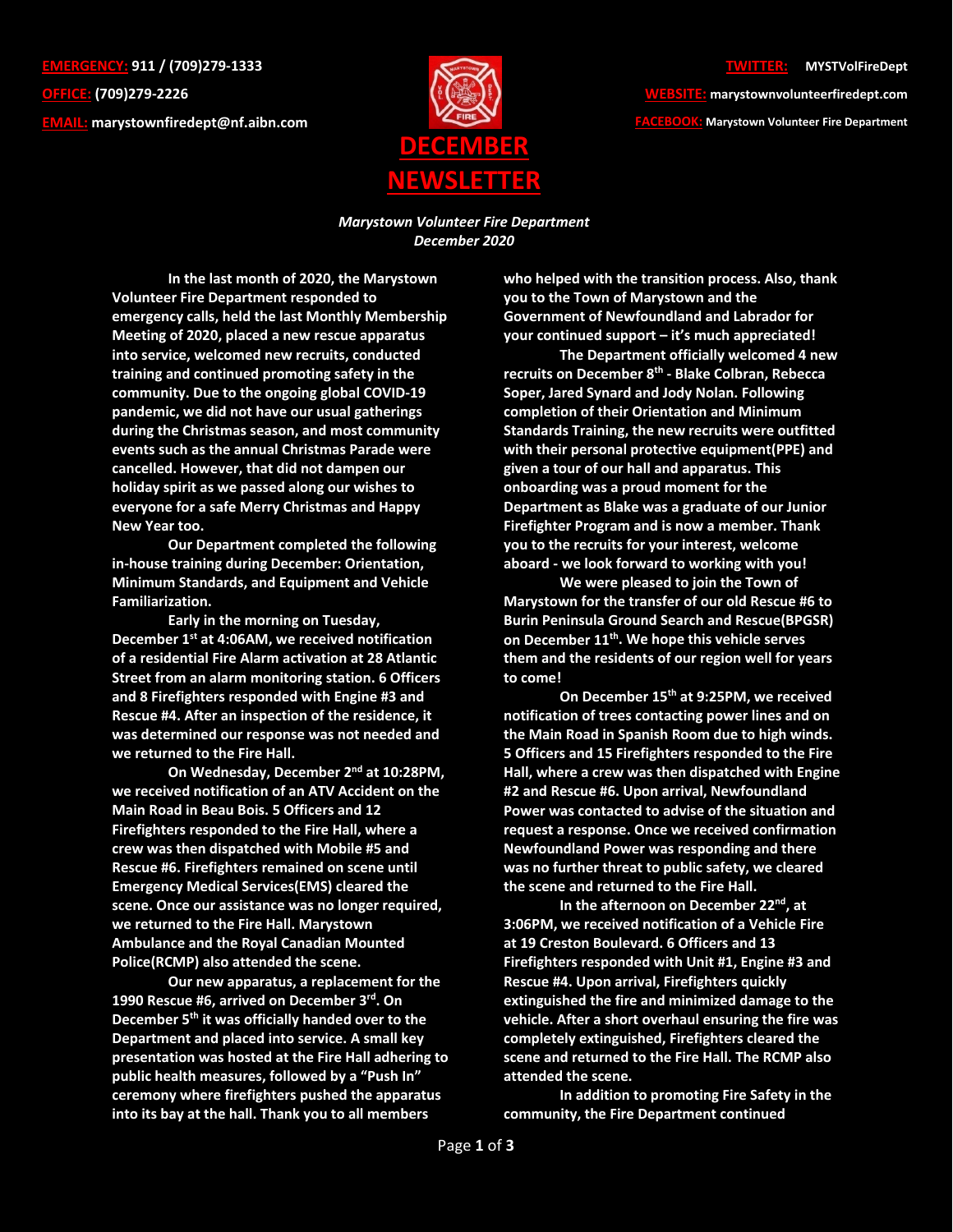**EMERGENCY:** 911 / (709)279-1333

**OFFICE:** (709)279-2226

**EMAIL:** marystownfiredept@nf.aibn.com

**TWITTER:** MYSTVolFireDept

**WEBSITE:** marystownvolunteerfiredept.com

**FACEBOOK:** Marystown Volunteer Fire Department

# DECEMBER NEWSLETTER

*Marystown Volunteer Fire Department*
*December 2020*

**In the last month of 2020, the Marystown Volunteer Fire Department responded to emergency calls, held the last Monthly Membership Meeting of 2020, placed a new rescue apparatus into service, welcomed new recruits, conducted training and continued promoting safety in the community. Due to the ongoing global COVID-19 pandemic, we did not have our usual gatherings during the Christmas season, and most community events such as the annual Christmas Parade were cancelled. However, that did not dampen our holiday spirit as we passed along our wishes to everyone for a safe Merry Christmas and Happy New Year too.**

**Our Department completed the following in-house training during December: Orientation, Minimum Standards, and Equipment and Vehicle Familiarization.**

**Early in the morning on Tuesday, December 1st at 4:06AM, we received notification of a residential Fire Alarm activation at 28 Atlantic Street from an alarm monitoring station. 6 Officers and 8 Firefighters responded with Engine #3 and Rescue #4. After an inspection of the residence, it was determined our response was not needed and we returned to the Fire Hall.**

**On Wednesday, December 2nd at 10:28PM, we received notification of an ATV Accident on the Main Road in Beau Bois. 5 Officers and 12 Firefighters responded to the Fire Hall, where a crew was then dispatched with Mobile #5 and Rescue #6. Firefighters remained on scene until Emergency Medical Services(EMS) cleared the scene. Once our assistance was no longer required, we returned to the Fire Hall. Marystown Ambulance and the Royal Canadian Mounted Police(RCMP) also attended the scene.**

**Our new apparatus, a replacement for the 1990 Rescue #6, arrived on December 3rd. On December 5th it was officially handed over to the Department and placed into service. A small key presentation was hosted at the Fire Hall adhering to public health measures, followed by a "Push In" ceremony where firefighters pushed the apparatus into its bay at the hall. Thank you to all members who helped with the transition process. Also, thank you to the Town of Marystown and the Government of Newfoundland and Labrador for your continued support – it's much appreciated!**

**The Department officially welcomed 4 new recruits on December 8th - Blake Colbran, Rebecca Soper, Jared Synard and Jody Nolan. Following completion of their Orientation and Minimum Standards Training, the new recruits were outfitted with their personal protective equipment(PPE) and given a tour of our hall and apparatus. This onboarding was a proud moment for the Department as Blake was a graduate of our Junior Firefighter Program and is now a member. Thank you to the recruits for your interest, welcome aboard - we look forward to working with you!**

**We were pleased to join the Town of Marystown for the transfer of our old Rescue #6 to Burin Peninsula Ground Search and Rescue(BPGSR) on December 11th. We hope this vehicle serves them and the residents of our region well for years to come!**

**On December 15th at 9:25PM, we received notification of trees contacting power lines and on the Main Road in Spanish Room due to high winds. 5 Officers and 15 Firefighters responded to the Fire Hall, where a crew was then dispatched with Engine #2 and Rescue #6. Upon arrival, Newfoundland Power was contacted to advise of the situation and request a response. Once we received confirmation Newfoundland Power was responding and there was no further threat to public safety, we cleared the scene and returned to the Fire Hall.**

**In the afternoon on December 22nd, at 3:06PM, we received notification of a Vehicle Fire at 19 Creston Boulevard. 6 Officers and 13 Firefighters responded with Unit #1, Engine #3 and Rescue #4. Upon arrival, Firefighters quickly extinguished the fire and minimized damage to the vehicle. After a short overhaul ensuring the fire was completely extinguished, Firefighters cleared the scene and returned to the Fire Hall. The RCMP also attended the scene.**

**In addition to promoting Fire Safety in the community, the Fire Department continued**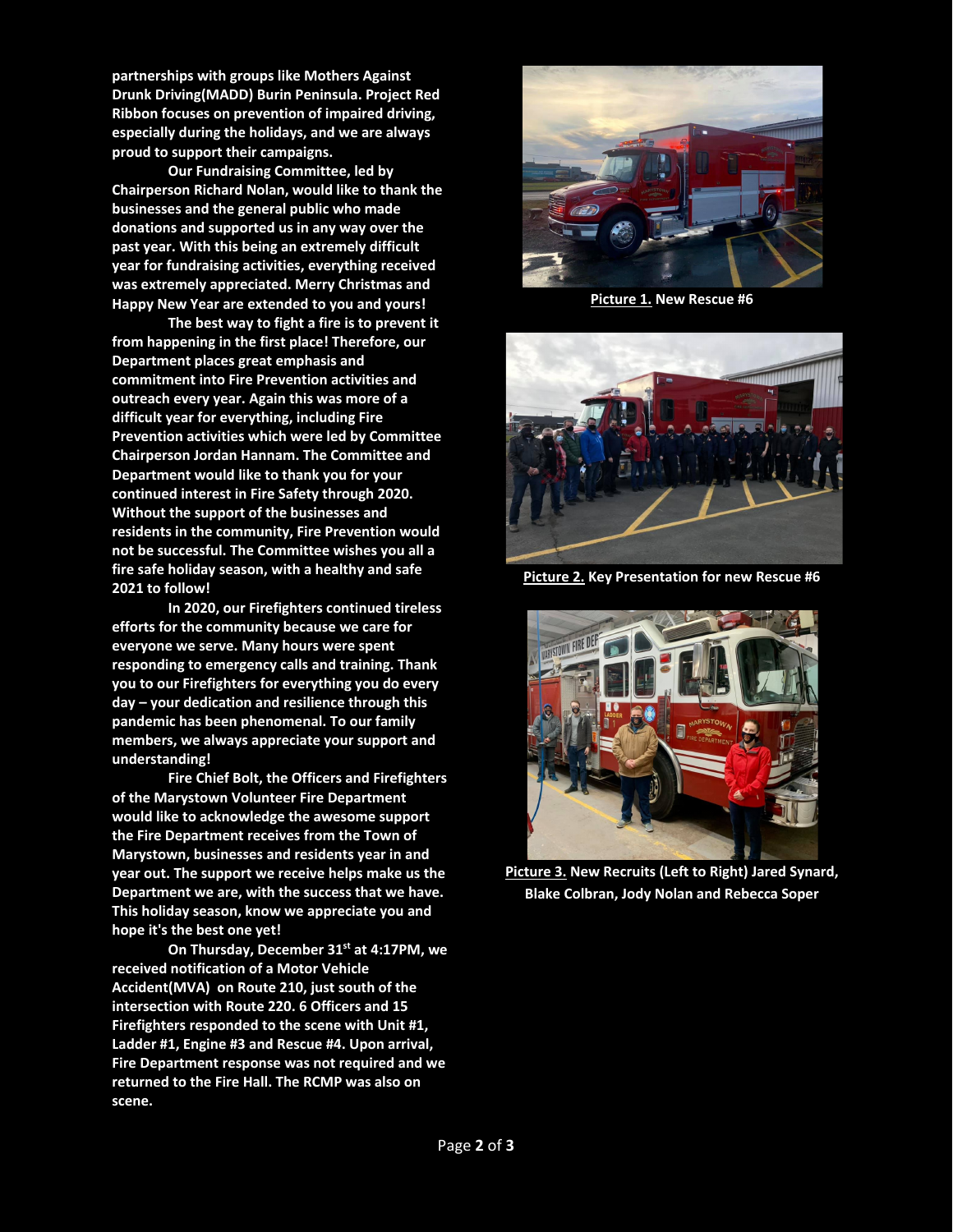**partnerships with groups like Mothers Against Drunk Driving(MADD) Burin Peninsula. Project Red Ribbon focuses on prevention of impaired driving, especially during the holidays, and we are always proud to support their campaigns.**

**Our Fundraising Committee, led by Chairperson Richard Nolan, would like to thank the businesses and the general public who made donations and supported us in any way over the past year. With this being an extremely difficult year for fundraising activities, everything received was extremely appreciated. Merry Christmas and Happy New Year are extended to you and yours!**

**The best way to fight a fire is to prevent it from happening in the first place! Therefore, our Department places great emphasis and commitment into Fire Prevention activities and outreach every year. Again this was more of a difficult year for everything, including Fire Prevention activities which were led by Committee Chairperson Jordan Hannam. The Committee and Department would like to thank you for your continued interest in Fire Safety through 2020. Without the support of the businesses and residents in the community, Fire Prevention would not be successful. The Committee wishes you all a fire safe holiday season, with a healthy and safe 2021 to follow!**

**In 2020, our Firefighters continued tireless efforts for the community because we care for everyone we serve. Many hours were spent responding to emergency calls and training. Thank you to our Firefighters for everything you do every day – your dedication and resilience through this pandemic has been phenomenal. To our family members, we always appreciate your support and understanding!**

**Fire Chief Bolt, the Officers and Firefighters of the Marystown Volunteer Fire Department would like to acknowledge the awesome support the Fire Department receives from the Town of Marystown, businesses and residents year in and year out. The support we receive helps make us the Department we are, with the success that we have. This holiday season, know we appreciate you and hope it's the best one yet!**

**On Thursday, December 31st at 4:17PM, we received notification of a Motor Vehicle Accident(MVA) on Route 210, just south of the intersection with Route 220. 6 Officers and 15 Firefighters responded to the scene with Unit #1, Ladder #1, Engine #3 and Rescue #4. Upon arrival, Fire Department response was not required and we returned to the Fire Hall. The RCMP was also on scene.**

**Picture 1. New Rescue #6**

**Picture 2. Key Presentation for new Rescue #6**

**Picture 3. New Recruits (Left to Right) Jared Synard, Blake Colbran, Jody Nolan and Rebecca Soper**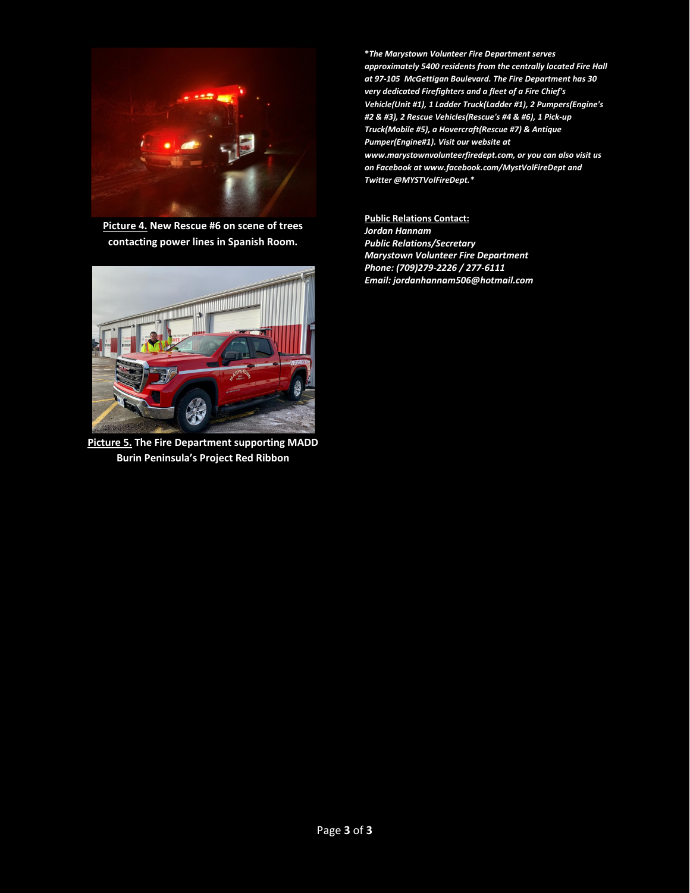**Picture 4.** **New Rescue #6 on scene of trees contacting power lines in Spanish Room.**

**Picture 5.** **The Fire Department supporting MADD Burin Peninsula's Project Red Ribbon**

***The Marystown Volunteer Fire Department serves approximately 5400 residents from the centrally located Fire Hall at 97-105 McGettigan Boulevard. The Fire Department has 30 very dedicated Firefighters and a fleet of a Fire Chief's Vehicle(Unit #1), 1 Ladder Truck(Ladder #1), 2 Pumpers(Engine's #2 & #3), 2 Rescue Vehicles(Rescue's #4 & #6), 1 Pick-up Truck(Mobile #5), a Hovercraft(Rescue #7) & Antique Pumper(Engine#1). Visit our website at www.marystownvolunteerfiredept.com, or you can also visit us on Facebook at www.facebook.com/MystVolFireDept and Twitter @MYSTVolFireDept.***

**Public Relations Contact:**
***Jordan Hannam***
***Public Relations/Secretary***
***Marystown Volunteer Fire Department***
***Phone: (709)279-2226 / 277-6111***
***Email: jordanhannam506@hotmail.com***